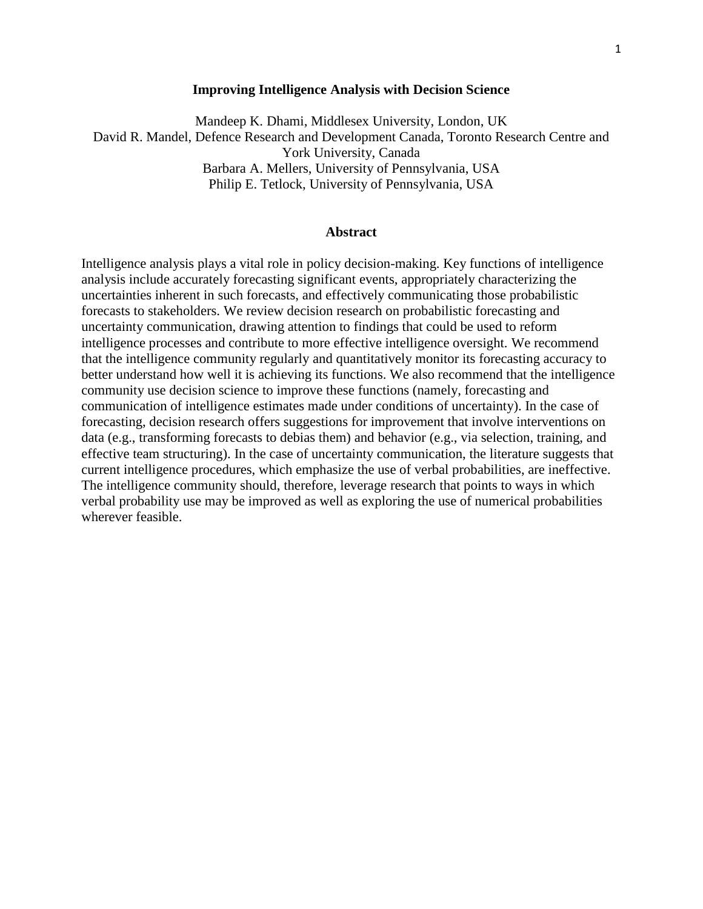# Improving Intelligence Analysis with Decision Science

Mandeep K. Dhami, Middlesex University, London, UK
David R. Mandel, Defence Research and Development Canada, Toronto Research Centre and York University, Canada
Barbara A. Mellers, University of Pennsylvania, USA
Philip E. Tetlock, University of Pennsylvania, USA

## Abstract

Intelligence analysis plays a vital role in policy decision-making. Key functions of intelligence analysis include accurately forecasting significant events, appropriately characterizing the uncertainties inherent in such forecasts, and effectively communicating those probabilistic forecasts to stakeholders. We review decision research on probabilistic forecasting and uncertainty communication, drawing attention to findings that could be used to reform intelligence processes and contribute to more effective intelligence oversight. We recommend that the intelligence community regularly and quantitatively monitor its forecasting accuracy to better understand how well it is achieving its functions. We also recommend that the intelligence community use decision science to improve these functions (namely, forecasting and communication of intelligence estimates made under conditions of uncertainty). In the case of forecasting, decision research offers suggestions for improvement that involve interventions on data (e.g., transforming forecasts to debias them) and behavior (e.g., via selection, training, and effective team structuring). In the case of uncertainty communication, the literature suggests that current intelligence procedures, which emphasize the use of verbal probabilities, are ineffective. The intelligence community should, therefore, leverage research that points to ways in which verbal probability use may be improved as well as exploring the use of numerical probabilities wherever feasible.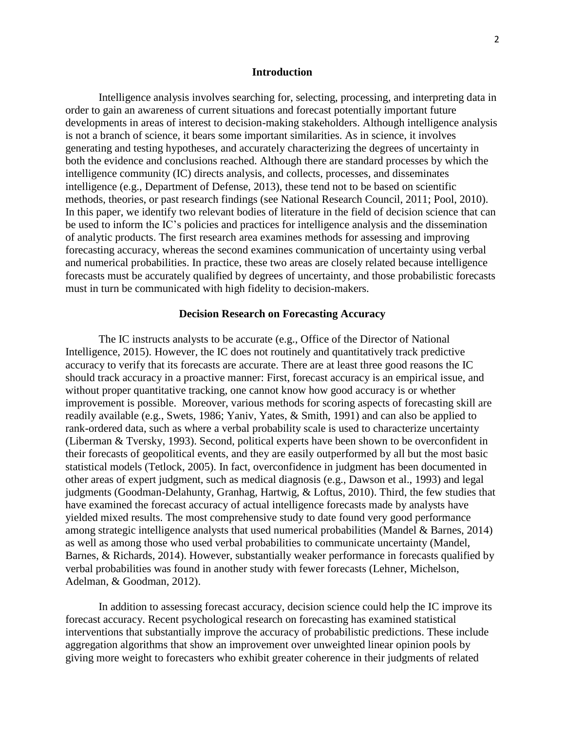## Introduction

Intelligence analysis involves searching for, selecting, processing, and interpreting data in order to gain an awareness of current situations and forecast potentially important future developments in areas of interest to decision-making stakeholders. Although intelligence analysis is not a branch of science, it bears some important similarities. As in science, it involves generating and testing hypotheses, and accurately characterizing the degrees of uncertainty in both the evidence and conclusions reached. Although there are standard processes by which the intelligence community (IC) directs analysis, and collects, processes, and disseminates intelligence (e.g., Department of Defense, 2013), these tend not to be based on scientific methods, theories, or past research findings (see National Research Council, 2011; Pool, 2010). In this paper, we identify two relevant bodies of literature in the field of decision science that can be used to inform the IC's policies and practices for intelligence analysis and the dissemination of analytic products. The first research area examines methods for assessing and improving forecasting accuracy, whereas the second examines communication of uncertainty using verbal and numerical probabilities. In practice, these two areas are closely related because intelligence forecasts must be accurately qualified by degrees of uncertainty, and those probabilistic forecasts must in turn be communicated with high fidelity to decision-makers.

## Decision Research on Forecasting Accuracy

The IC instructs analysts to be accurate (e.g., Office of the Director of National Intelligence, 2015). However, the IC does not routinely and quantitatively track predictive accuracy to verify that its forecasts are accurate. There are at least three good reasons the IC should track accuracy in a proactive manner: First, forecast accuracy is an empirical issue, and without proper quantitative tracking, one cannot know how good accuracy is or whether improvement is possible. Moreover, various methods for scoring aspects of forecasting skill are readily available (e.g., Swets, 1986; Yaniv, Yates, & Smith, 1991) and can also be applied to rank-ordered data, such as where a verbal probability scale is used to characterize uncertainty (Liberman & Tversky, 1993). Second, political experts have been shown to be overconfident in their forecasts of geopolitical events, and they are easily outperformed by all but the most basic statistical models (Tetlock, 2005). In fact, overconfidence in judgment has been documented in other areas of expert judgment, such as medical diagnosis (e.g., Dawson et al., 1993) and legal judgments (Goodman-Delahunty, Granhag, Hartwig, & Loftus, 2010). Third, the few studies that have examined the forecast accuracy of actual intelligence forecasts made by analysts have yielded mixed results. The most comprehensive study to date found very good performance among strategic intelligence analysts that used numerical probabilities (Mandel & Barnes, 2014) as well as among those who used verbal probabilities to communicate uncertainty (Mandel, Barnes, & Richards, 2014). However, substantially weaker performance in forecasts qualified by verbal probabilities was found in another study with fewer forecasts (Lehner, Michelson, Adelman, & Goodman, 2012).

In addition to assessing forecast accuracy, decision science could help the IC improve its forecast accuracy. Recent psychological research on forecasting has examined statistical interventions that substantially improve the accuracy of probabilistic predictions. These include aggregation algorithms that show an improvement over unweighted linear opinion pools by giving more weight to forecasters who exhibit greater coherence in their judgments of related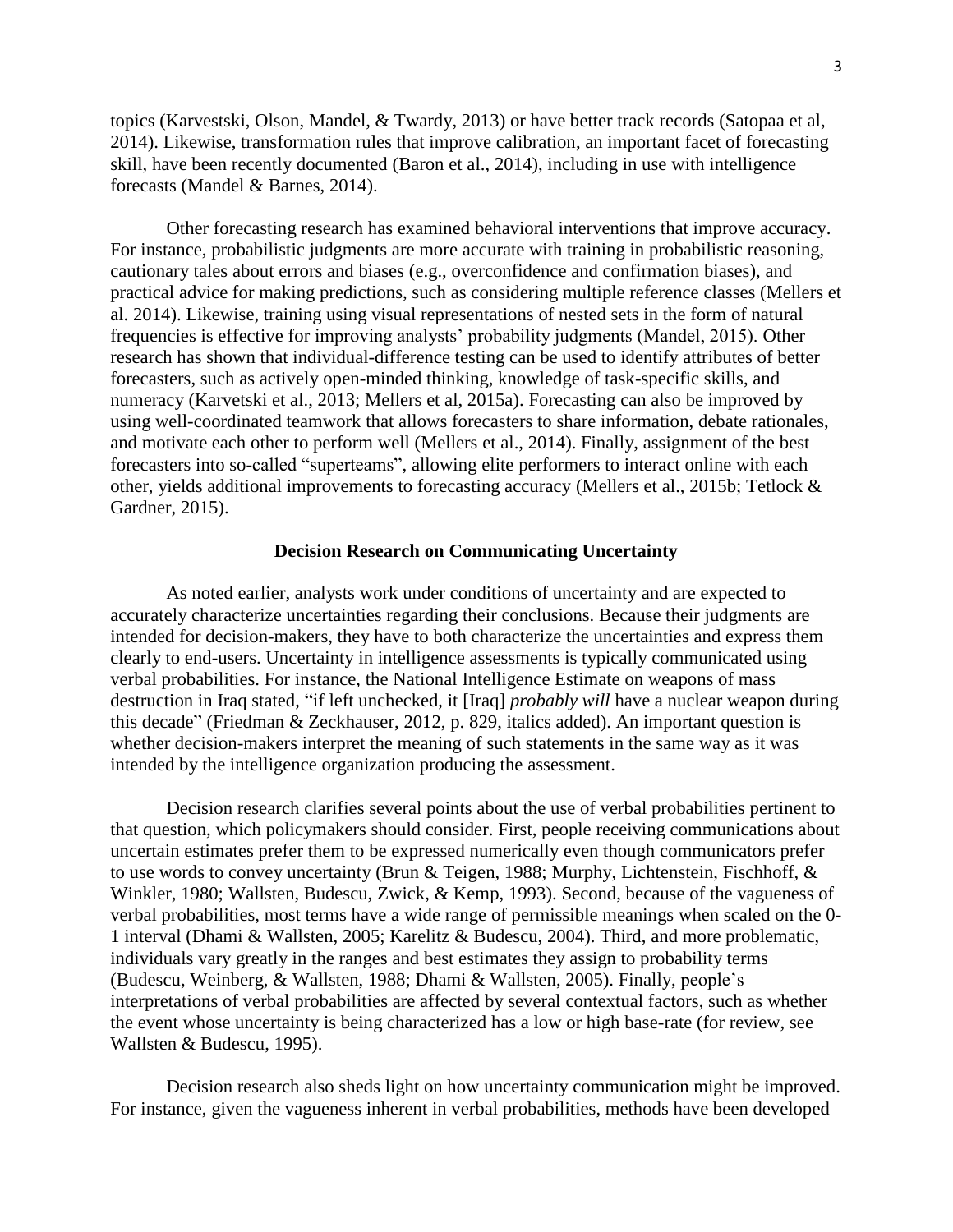topics (Karvestski, Olson, Mandel, & Twardy, 2013) or have better track records (Satopaa et al, 2014). Likewise, transformation rules that improve calibration, an important facet of forecasting skill, have been recently documented (Baron et al., 2014), including in use with intelligence forecasts (Mandel & Barnes, 2014).

Other forecasting research has examined behavioral interventions that improve accuracy. For instance, probabilistic judgments are more accurate with training in probabilistic reasoning, cautionary tales about errors and biases (e.g., overconfidence and confirmation biases), and practical advice for making predictions, such as considering multiple reference classes (Mellers et al. 2014). Likewise, training using visual representations of nested sets in the form of natural frequencies is effective for improving analysts' probability judgments (Mandel, 2015). Other research has shown that individual-difference testing can be used to identify attributes of better forecasters, such as actively open-minded thinking, knowledge of task-specific skills, and numeracy (Karvetski et al., 2013; Mellers et al, 2015a). Forecasting can also be improved by using well-coordinated teamwork that allows forecasters to share information, debate rationales, and motivate each other to perform well (Mellers et al., 2014). Finally, assignment of the best forecasters into so-called "superteams", allowing elite performers to interact online with each other, yields additional improvements to forecasting accuracy (Mellers et al., 2015b; Tetlock & Gardner, 2015).

## Decision Research on Communicating Uncertainty

As noted earlier, analysts work under conditions of uncertainty and are expected to accurately characterize uncertainties regarding their conclusions. Because their judgments are intended for decision-makers, they have to both characterize the uncertainties and express them clearly to end-users. Uncertainty in intelligence assessments is typically communicated using verbal probabilities. For instance, the National Intelligence Estimate on weapons of mass destruction in Iraq stated, "if left unchecked, it [Iraq] *probably will* have a nuclear weapon during this decade" (Friedman & Zeckhauser, 2012, p. 829, italics added). An important question is whether decision-makers interpret the meaning of such statements in the same way as it was intended by the intelligence organization producing the assessment.

Decision research clarifies several points about the use of verbal probabilities pertinent to that question, which policymakers should consider. First, people receiving communications about uncertain estimates prefer them to be expressed numerically even though communicators prefer to use words to convey uncertainty (Brun & Teigen, 1988; Murphy, Lichtenstein, Fischhoff, & Winkler, 1980; Wallsten, Budescu, Zwick, & Kemp, 1993). Second, because of the vagueness of verbal probabilities, most terms have a wide range of permissible meanings when scaled on the 0-1 interval (Dhami & Wallsten, 2005; Karelitz & Budescu, 2004). Third, and more problematic, individuals vary greatly in the ranges and best estimates they assign to probability terms (Budescu, Weinberg, & Wallsten, 1988; Dhami & Wallsten, 2005). Finally, people's interpretations of verbal probabilities are affected by several contextual factors, such as whether the event whose uncertainty is being characterized has a low or high base-rate (for review, see Wallsten & Budescu, 1995).

Decision research also sheds light on how uncertainty communication might be improved. For instance, given the vagueness inherent in verbal probabilities, methods have been developed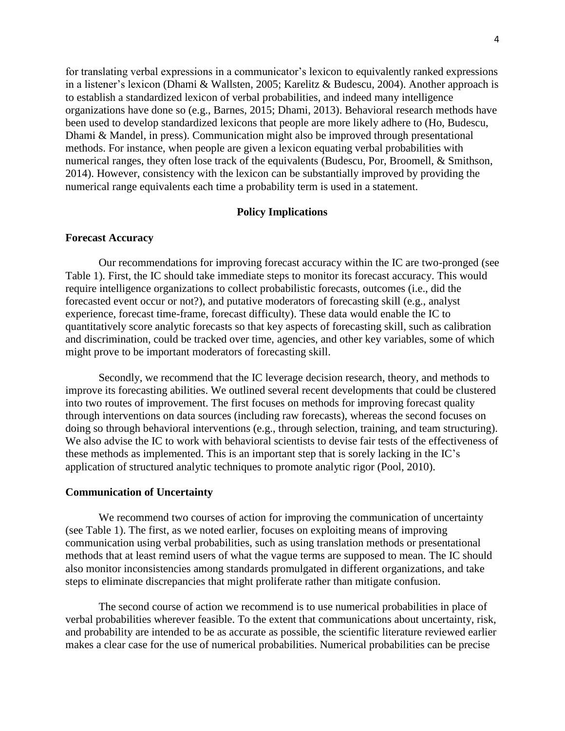for translating verbal expressions in a communicator's lexicon to equivalently ranked expressions in a listener's lexicon (Dhami & Wallsten, 2005; Karelitz & Budescu, 2004). Another approach is to establish a standardized lexicon of verbal probabilities, and indeed many intelligence organizations have done so (e.g., Barnes, 2015; Dhami, 2013). Behavioral research methods have been used to develop standardized lexicons that people are more likely adhere to (Ho, Budescu, Dhami & Mandel, in press). Communication might also be improved through presentational methods. For instance, when people are given a lexicon equating verbal probabilities with numerical ranges, they often lose track of the equivalents (Budescu, Por, Broomell, & Smithson, 2014). However, consistency with the lexicon can be substantially improved by providing the numerical range equivalents each time a probability term is used in a statement.

## Policy Implications

### Forecast Accuracy

Our recommendations for improving forecast accuracy within the IC are two-pronged (see Table 1). First, the IC should take immediate steps to monitor its forecast accuracy. This would require intelligence organizations to collect probabilistic forecasts, outcomes (i.e., did the forecasted event occur or not?), and putative moderators of forecasting skill (e.g., analyst experience, forecast time-frame, forecast difficulty). These data would enable the IC to quantitatively score analytic forecasts so that key aspects of forecasting skill, such as calibration and discrimination, could be tracked over time, agencies, and other key variables, some of which might prove to be important moderators of forecasting skill.

Secondly, we recommend that the IC leverage decision research, theory, and methods to improve its forecasting abilities. We outlined several recent developments that could be clustered into two routes of improvement. The first focuses on methods for improving forecast quality through interventions on data sources (including raw forecasts), whereas the second focuses on doing so through behavioral interventions (e.g., through selection, training, and team structuring). We also advise the IC to work with behavioral scientists to devise fair tests of the effectiveness of these methods as implemented. This is an important step that is sorely lacking in the IC's application of structured analytic techniques to promote analytic rigor (Pool, 2010).

### Communication of Uncertainty

We recommend two courses of action for improving the communication of uncertainty (see Table 1). The first, as we noted earlier, focuses on exploiting means of improving communication using verbal probabilities, such as using translation methods or presentational methods that at least remind users of what the vague terms are supposed to mean. The IC should also monitor inconsistencies among standards promulgated in different organizations, and take steps to eliminate discrepancies that might proliferate rather than mitigate confusion.

The second course of action we recommend is to use numerical probabilities in place of verbal probabilities wherever feasible. To the extent that communications about uncertainty, risk, and probability are intended to be as accurate as possible, the scientific literature reviewed earlier makes a clear case for the use of numerical probabilities. Numerical probabilities can be precise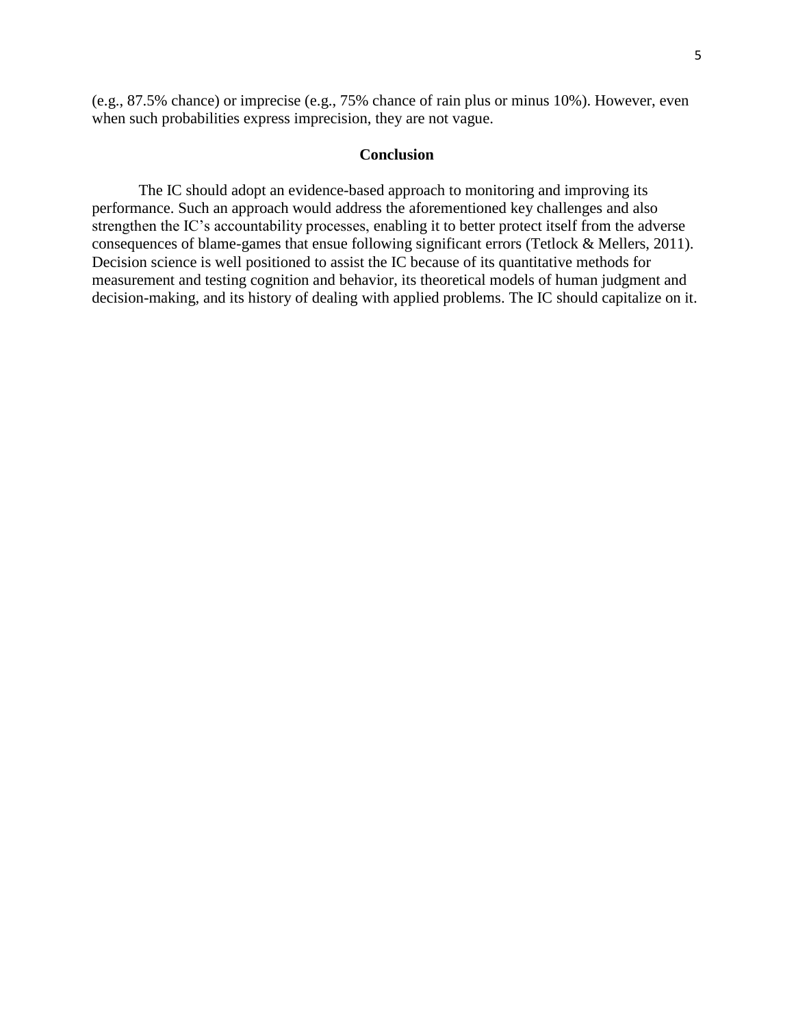(e.g., 87.5% chance) or imprecise (e.g., 75% chance of rain plus or minus 10%). However, even when such probabilities express imprecision, they are not vague.

## Conclusion

The IC should adopt an evidence-based approach to monitoring and improving its performance. Such an approach would address the aforementioned key challenges and also strengthen the IC's accountability processes, enabling it to better protect itself from the adverse consequences of blame-games that ensue following significant errors (Tetlock & Mellers, 2011). Decision science is well positioned to assist the IC because of its quantitative methods for measurement and testing cognition and behavior, its theoretical models of human judgment and decision-making, and its history of dealing with applied problems. The IC should capitalize on it.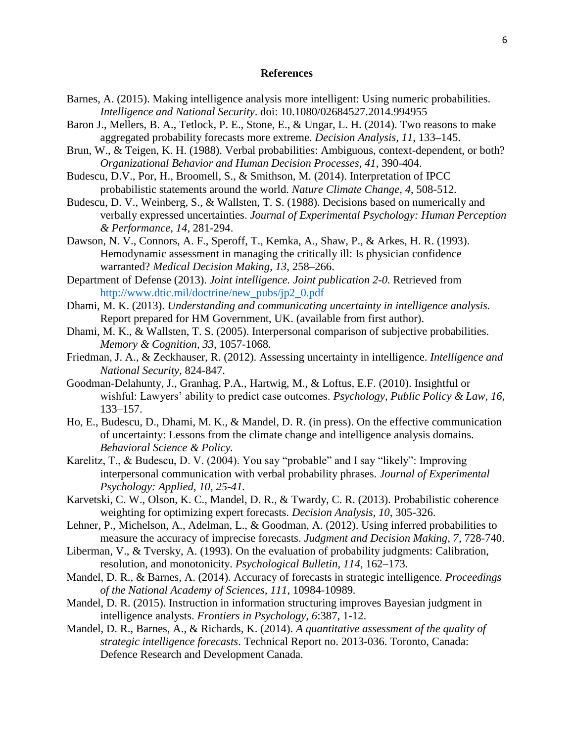## References

Barnes, A. (2015). Making intelligence analysis more intelligent: Using numeric probabilities. *Intelligence and National Security*. doi: 10.1080/02684527.2014.994955

Baron J., Mellers, B. A., Tetlock, P. E., Stone, E., & Ungar, L. H. (2014). Two reasons to make aggregated probability forecasts more extreme. *Decision Analysis, 11*, 133–145.

Brun, W., & Teigen, K. H. (1988). Verbal probabilities: Ambiguous, context-dependent, or both? *Organizational Behavior and Human Decision Processes, 41*, 390-404.

Budescu, D.V., Por, H., Broomell, S., & Smithson, M. (2014). Interpretation of IPCC probabilistic statements around the world. *Nature Climate Change*, *4*, 508-512.

Budescu, D. V., Weinberg, S., & Wallsten, T. S. (1988). Decisions based on numerically and verbally expressed uncertainties. *Journal of Experimental Psychology: Human Perception & Performance, 14,* 281-294.

Dawson, N. V., Connors, A. F., Speroff, T., Kemka, A., Shaw, P., & Arkes, H. R. (1993). Hemodynamic assessment in managing the critically ill: Is physician confidence warranted? *Medical Decision Making, 13,* 258–266.

Department of Defense (2013). *Joint intelligence. Joint publication 2-0.* Retrieved from http://www.dtic.mil/doctrine/new_pubs/jp2_0.pdf

Dhami, M. K. (2013). *Understanding and communicating uncertainty in intelligence analysis.* Report prepared for HM Government, UK. (available from first author).

Dhami, M. K., & Wallsten, T. S. (2005). Interpersonal comparison of subjective probabilities. *Memory & Cognition*, *33,* 1057-1068.

Friedman, J. A., & Zeckhauser, R. (2012). Assessing uncertainty in intelligence. *Intelligence and National Security*, 824-847.

Goodman-Delahunty, J., Granhag, P.A., Hartwig, M., & Loftus, E.F. (2010). Insightful or wishful: Lawyers' ability to predict case outcomes. *Psychology, Public Policy & Law*, *16*, 133–157.

Ho, E., Budescu, D., Dhami, M. K., & Mandel, D. R. (in press). On the effective communication of uncertainty: Lessons from the climate change and intelligence analysis domains. *Behavioral Science & Policy.*

Karelitz, T., & Budescu, D. V. (2004). You say "probable" and I say "likely": Improving interpersonal communication with verbal probability phrases. *Journal of Experimental Psychology: Applied, 10, 25-41.*

Karvetski, C. W., Olson, K. C., Mandel, D. R., & Twardy, C. R. (2013). Probabilistic coherence weighting for optimizing expert forecasts. *Decision Analysis, 10*, 305-326.

Lehner, P., Michelson, A., Adelman, L., & Goodman, A. (2012). Using inferred probabilities to measure the accuracy of imprecise forecasts. *Judgment and Decision Making*, *7,* 728-740.

Liberman, V., & Tversky, A. (1993). On the evaluation of probability judgments: Calibration, resolution, and monotonicity. *Psychological Bulletin*, *114*, 162–173.

Mandel, D. R., & Barnes, A. (2014). Accuracy of forecasts in strategic intelligence. *Proceedings of the National Academy of Sciences*, *111*, 10984-10989.

Mandel, D. R. (2015). Instruction in information structuring improves Bayesian judgment in intelligence analysts. *Frontiers in Psychology, 6*:387, 1-12.

Mandel, D. R., Barnes, A., & Richards, K. (2014). *A quantitative assessment of the quality of strategic intelligence forecasts*. Technical Report no. 2013-036. Toronto, Canada: Defence Research and Development Canada.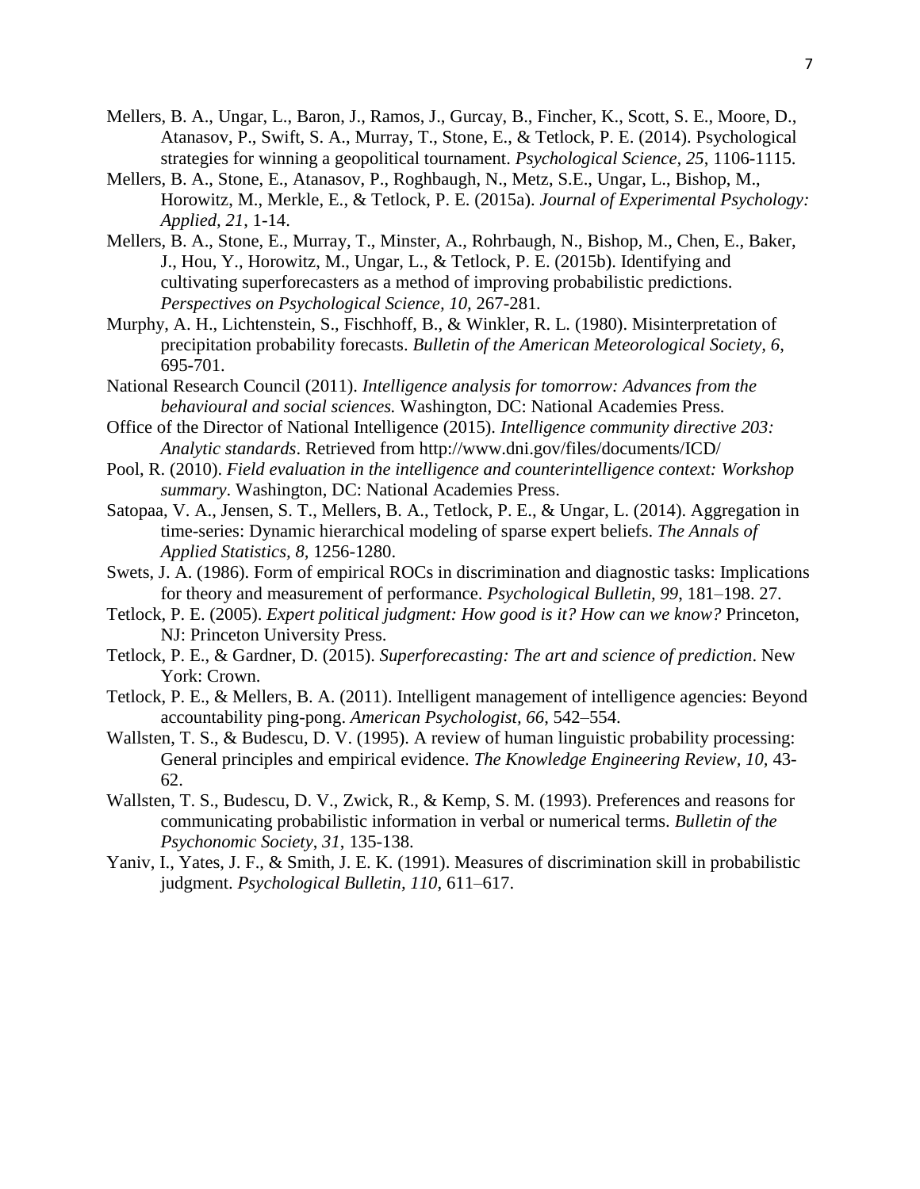Mellers, B. A., Ungar, L., Baron, J., Ramos, J., Gurcay, B., Fincher, K., Scott, S. E., Moore, D., Atanasov, P., Swift, S. A., Murray, T., Stone, E., & Tetlock, P. E. (2014). Psychological strategies for winning a geopolitical tournament. *Psychological Science, 25*, 1106-1115.

Mellers, B. A., Stone, E., Atanasov, P., Roghbaugh, N., Metz, S.E., Ungar, L., Bishop, M., Horowitz, M., Merkle, E., & Tetlock, P. E. (2015a). *Journal of Experimental Psychology: Applied, 21*, 1-14.

Mellers, B. A., Stone, E., Murray, T., Minster, A., Rohrbaugh, N., Bishop, M., Chen, E., Baker, J., Hou, Y., Horowitz, M., Ungar, L., & Tetlock, P. E. (2015b). Identifying and cultivating superforecasters as a method of improving probabilistic predictions. *Perspectives on Psychological Science, 10,* 267-281.

Murphy, A. H., Lichtenstein, S., Fischhoff, B., & Winkler, R. L. (1980). Misinterpretation of precipitation probability forecasts. *Bulletin of the American Meteorological Society, 6*, 695-701.

National Research Council (2011). *Intelligence analysis for tomorrow: Advances from the behavioural and social sciences.* Washington, DC: National Academies Press.

Office of the Director of National Intelligence (2015). *Intelligence community directive 203: Analytic standards*. Retrieved from http://www.dni.gov/files/documents/ICD/

Pool, R. (2010). *Field evaluation in the intelligence and counterintelligence context: Workshop summary*. Washington, DC: National Academies Press.

Satopaa, V. A., Jensen, S. T., Mellers, B. A., Tetlock, P. E., & Ungar, L. (2014). Aggregation in time-series: Dynamic hierarchical modeling of sparse expert beliefs. *The Annals of Applied Statistics, 8,* 1256-1280.

Swets, J. A. (1986). Form of empirical ROCs in discrimination and diagnostic tasks: Implications for theory and measurement of performance. *Psychological Bulletin, 99*, 181–198. 27.

Tetlock, P. E. (2005). *Expert political judgment: How good is it? How can we know?* Princeton, NJ: Princeton University Press.

Tetlock, P. E., & Gardner, D. (2015). *Superforecasting: The art and science of prediction*. New York: Crown.

Tetlock, P. E., & Mellers, B. A. (2011). Intelligent management of intelligence agencies: Beyond accountability ping-pong. *American Psychologist, 66*, 542–554.

Wallsten, T. S., & Budescu, D. V. (1995). A review of human linguistic probability processing: General principles and empirical evidence. *The Knowledge Engineering Review, 10*, 43-62.

Wallsten, T. S., Budescu, D. V., Zwick, R., & Kemp, S. M. (1993). Preferences and reasons for communicating probabilistic information in verbal or numerical terms. *Bulletin of the Psychonomic Society*, *31*, 135-138.

Yaniv, I., Yates, J. F., & Smith, J. E. K. (1991). Measures of discrimination skill in probabilistic judgment. *Psychological Bulletin, 110*, 611–617.